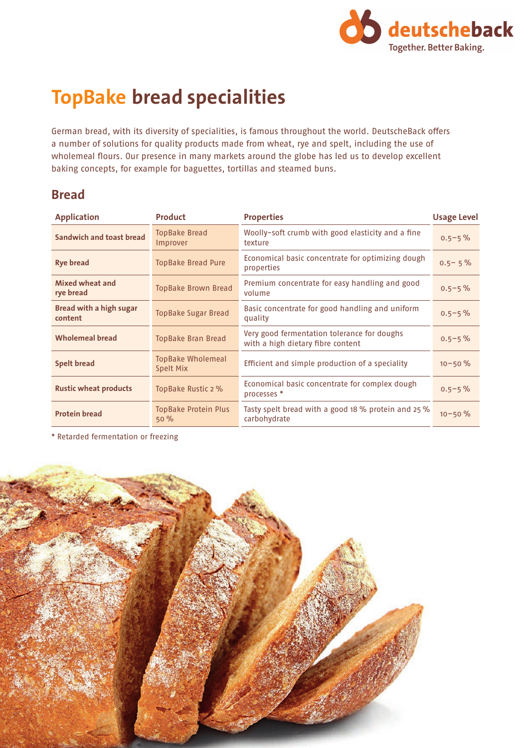# TopBake bread specialities

German bread, with its diversity of specialities, is famous throughout the world. DeutscheBack offers a number of solutions for quality products made from wheat, rye and spelt, including the use of wholemeal flours. Our presence in many markets around the globe has led us to develop excellent baking concepts, for example for baguettes, tortillas and steamed buns.

## Bread

| Application | Product | Properties | Usage Level |
|---|---|---|---|
| **Sandwich and toast bread** | TopBake Bread Improver | Woolly-soft crumb with good elasticity and a fine texture | 0.5–5 % |
| **Rye bread** | TopBake Bread Pure | Economical basic concentrate for optimizing dough properties | 0.5– 5 % |
| **Mixed wheat and rye bread** | TopBake Brown Bread | Premium concentrate for easy handling and good volume | 0.5–5 % |
| **Bread with a high sugar content** | TopBake Sugar Bread | Basic concentrate for good handling and uniform quality | 0.5–5 % |
| **Wholemeal bread** | TopBake Bran Bread | Very good fermentation tolerance for doughs with a high dietary fibre content | 0.5–5 % |
| **Spelt bread** | TopBake Wholemeal Spelt Mix | Efficient and simple production of a speciality | 10–50 % |
| **Rustic wheat products** | TopBake Rustic 2 % | Economical basic concentrate for complex dough processes * | 0.5–5 % |
| **Protein bread** | TopBake Protein Plus 50 % | Tasty spelt bread with a good 18 % protein and 25 % carbohydrate | 10–50 % |

* Retarded fermentation or freezing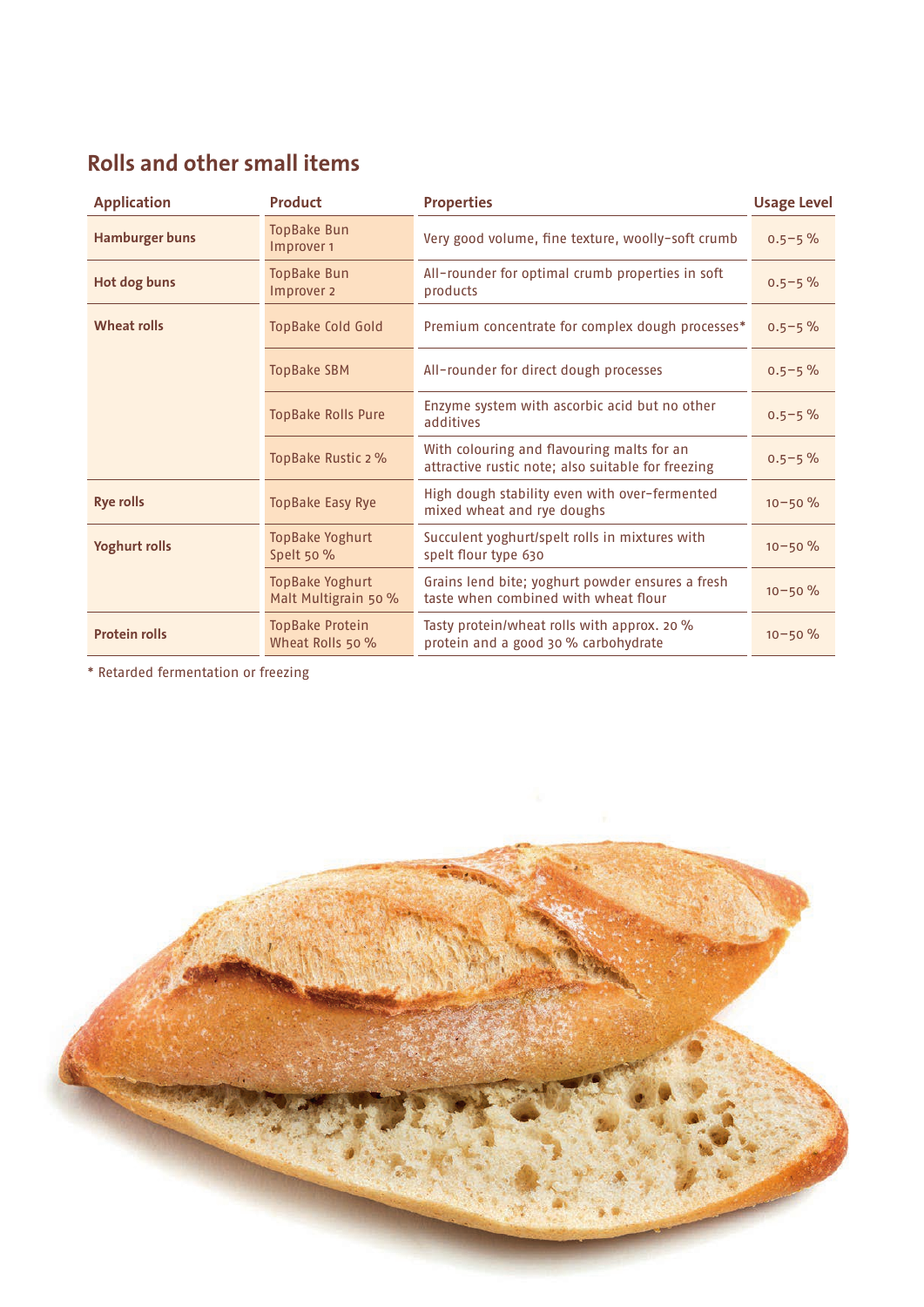## Rolls and other small items

| Application | Product | Properties | Usage Level |
|---|---|---|---|
| **Hamburger buns** | TopBake Bun Improver 1 | Very good volume, fine texture, woolly-soft crumb | 0.5–5 % |
| **Hot dog buns** | TopBake Bun Improver 2 | All-rounder for optimal crumb properties in soft products | 0.5–5 % |
| **Wheat rolls** | TopBake Cold Gold | Premium concentrate for complex dough processes* | 0.5–5 % |
| | TopBake SBM | All-rounder for direct dough processes | 0.5–5 % |
| | TopBake Rolls Pure | Enzyme system with ascorbic acid but no other additives | 0.5–5 % |
| | TopBake Rustic 2 % | With colouring and flavouring malts for an attractive rustic note; also suitable for freezing | 0.5–5 % |
| **Rye rolls** | TopBake Easy Rye | High dough stability even with over-fermented mixed wheat and rye doughs | 10–50 % |
| **Yoghurt rolls** | TopBake Yoghurt Spelt 50 % | Succulent yoghurt/spelt rolls in mixtures with spelt flour type 630 | 10–50 % |
| | TopBake Yoghurt Malt Multigrain 50 % | Grains lend bite; yoghurt powder ensures a fresh taste when combined with wheat flour | 10–50 % |
| **Protein rolls** | TopBake Protein Wheat Rolls 50 % | Tasty protein/wheat rolls with approx. 20 % protein and a good 30 % carbohydrate | 10–50 % |

* Retarded fermentation or freezing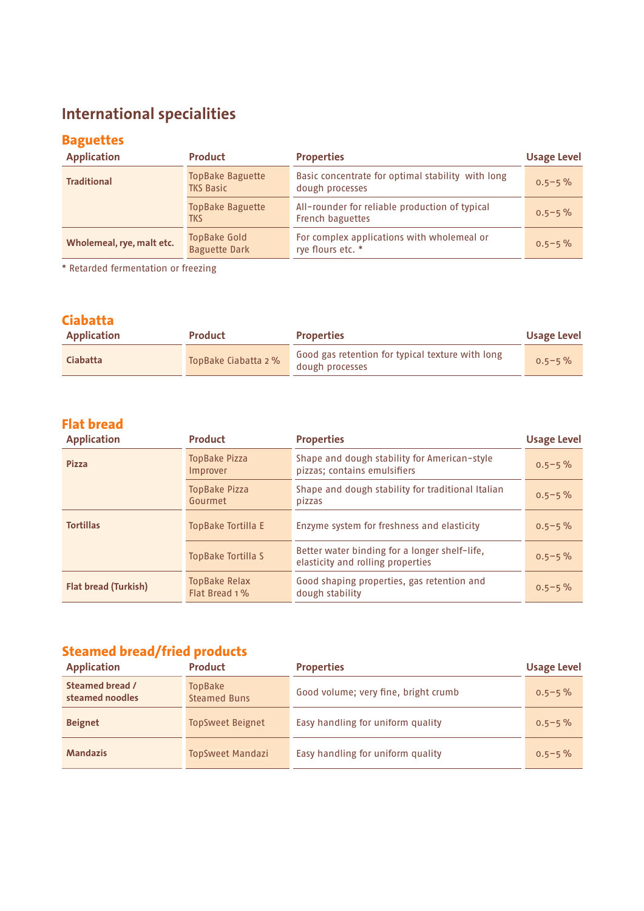# International specialities

## Baguettes

| Application | Product | Properties | Usage Level |
|---|---|---|---|
| Traditional | TopBake Baguette TKS Basic | Basic concentrate for optimal stability with long dough processes | 0.5–5 % |
| | TopBake Baguette TKS | All-rounder for reliable production of typical French baguettes | 0.5–5 % |
| Wholemeal, rye, malt etc. | TopBake Gold Baguette Dark | For complex applications with wholemeal or rye flours etc. * | 0.5–5 % |

* Retarded fermentation or freezing

## Ciabatta

| Application | Product | Properties | Usage Level |
|---|---|---|---|
| Ciabatta | TopBake Ciabatta 2 % | Good gas retention for typical texture with long dough processes | 0.5–5 % |

## Flat bread

| Application | Product | Properties | Usage Level |
|---|---|---|---|
| Pizza | TopBake Pizza Improver | Shape and dough stability for American-style pizzas; contains emulsifiers | 0.5–5 % |
| | TopBake Pizza Gourmet | Shape and dough stability for traditional Italian pizzas | 0.5–5 % |
| Tortillas | TopBake Tortilla E | Enzyme system for freshness and elasticity | 0.5–5 % |
| | TopBake Tortilla S | Better water binding for a longer shelf-life, elasticity and rolling properties | 0.5–5 % |
| Flat bread (Turkish) | TopBake Relax Flat Bread 1 % | Good shaping properties, gas retention and dough stability | 0.5–5 % |

## Steamed bread/fried products

| Application | Product | Properties | Usage Level |
|---|---|---|---|
| Steamed bread / steamed noodles | TopBake Steamed Buns | Good volume; very fine, bright crumb | 0.5–5 % |
| Beignet | TopSweet Beignet | Easy handling for uniform quality | 0.5–5 % |
| Mandazis | TopSweet Mandazi | Easy handling for uniform quality | 0.5–5 % |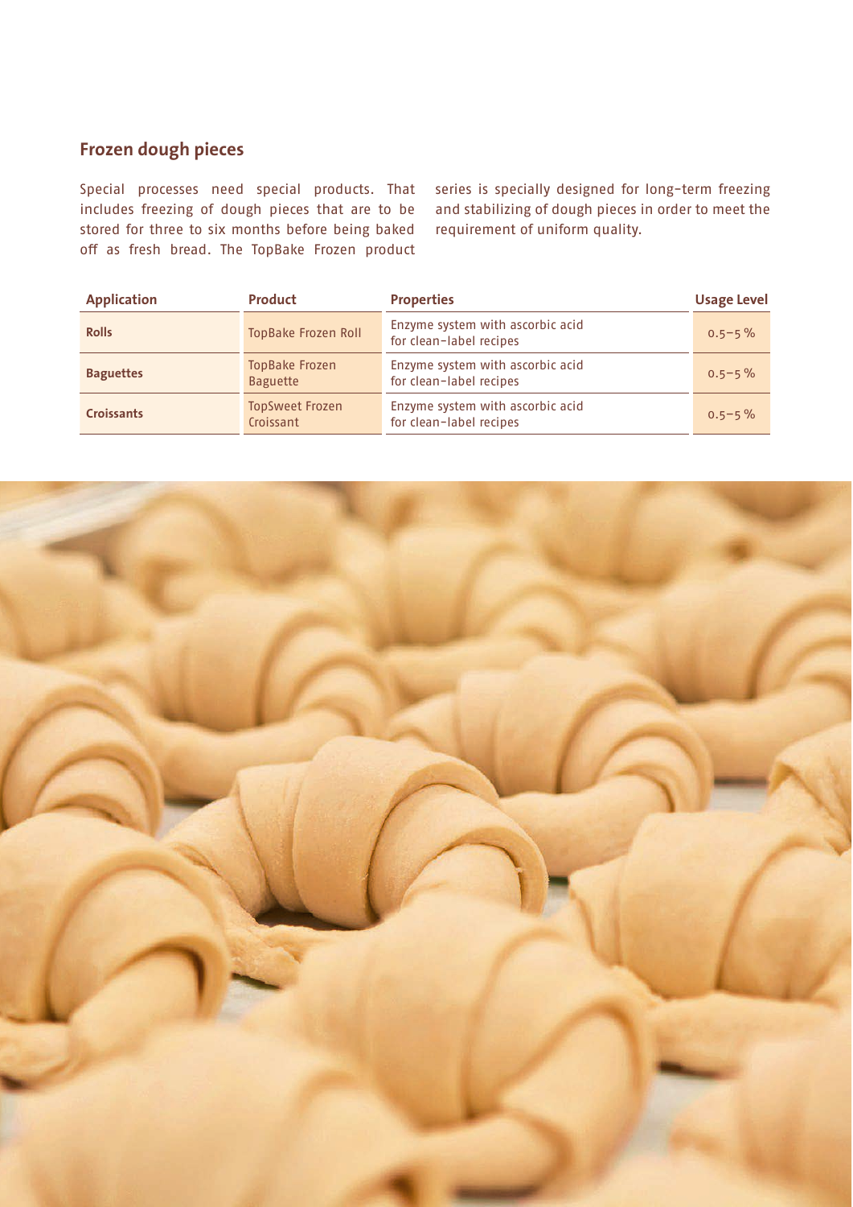## Frozen dough pieces

Special processes need special products. That includes freezing of dough pieces that are to be stored for three to six months before being baked off as fresh bread. The TopBake Frozen product series is specially designed for long-term freezing and stabilizing of dough pieces in order to meet the requirement of uniform quality.

| Application | Product | Properties | Usage Level |
|---|---|---|---|
| **Rolls** | TopBake Frozen Roll | Enzyme system with ascorbic acid for clean-label recipes | 0.5–5 % |
| **Baguettes** | TopBake Frozen Baguette | Enzyme system with ascorbic acid for clean-label recipes | 0.5–5 % |
| **Croissants** | TopSweet Frozen Croissant | Enzyme system with ascorbic acid for clean-label recipes | 0.5–5 % |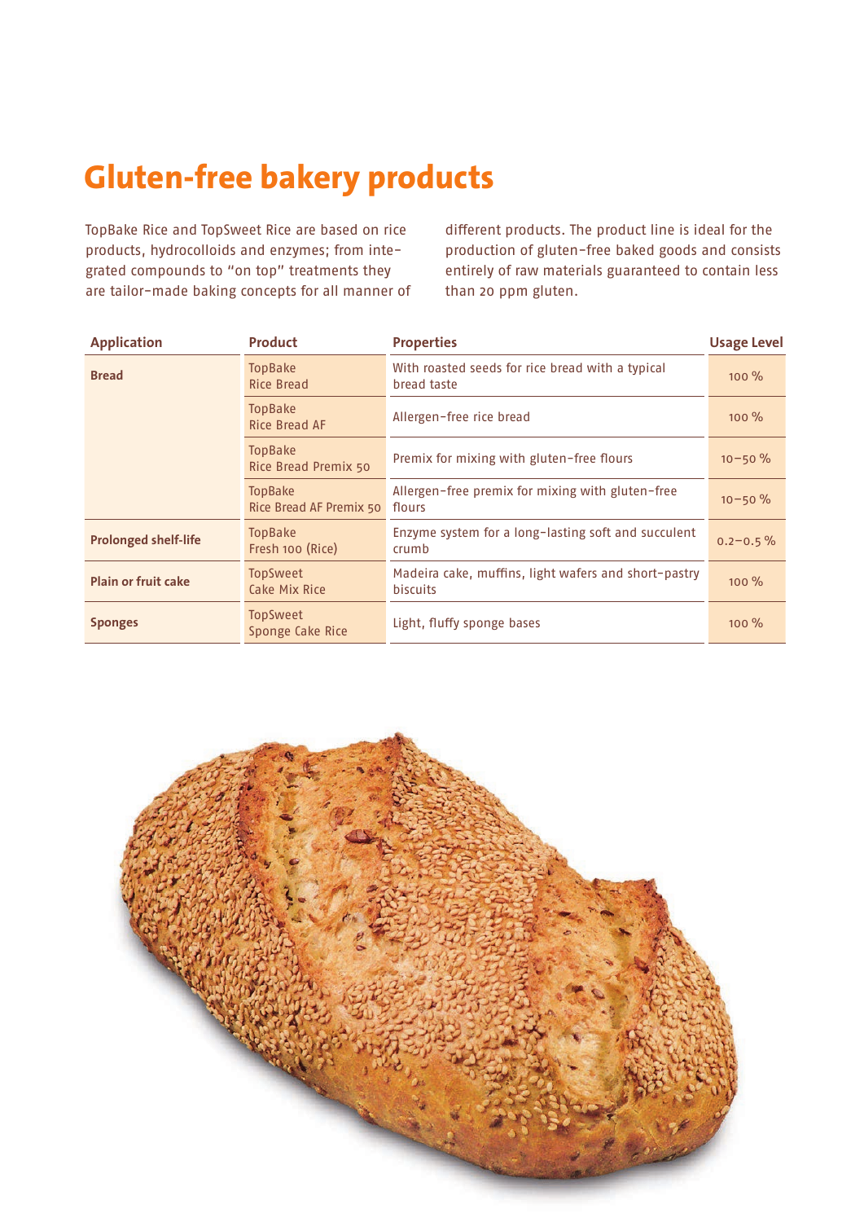# Gluten-free bakery products

TopBake Rice and TopSweet Rice are based on rice products, hydrocolloids and enzymes; from integrated compounds to "on top" treatments they are tailor-made baking concepts for all manner of different products. The product line is ideal for the production of gluten-free baked goods and consists entirely of raw materials guaranteed to contain less than 20 ppm gluten.

| Application | Product | Properties | Usage Level |
|---|---|---|---|
| **Bread** | TopBake Rice Bread | With roasted seeds for rice bread with a typical bread taste | 100 % |
| | TopBake Rice Bread AF | Allergen-free rice bread | 100 % |
| | TopBake Rice Bread Premix 50 | Premix for mixing with gluten-free flours | 10–50 % |
| | TopBake Rice Bread AF Premix 50 | Allergen-free premix for mixing with gluten-free flours | 10–50 % |
| **Prolonged shelf-life** | TopBake Fresh 100 (Rice) | Enzyme system for a long-lasting soft and succulent crumb | 0.2–0.5 % |
| **Plain or fruit cake** | TopSweet Cake Mix Rice | Madeira cake, muffins, light wafers and short-pastry biscuits | 100 % |
| **Sponges** | TopSweet Sponge Cake Rice | Light, fluffy sponge bases | 100 % |